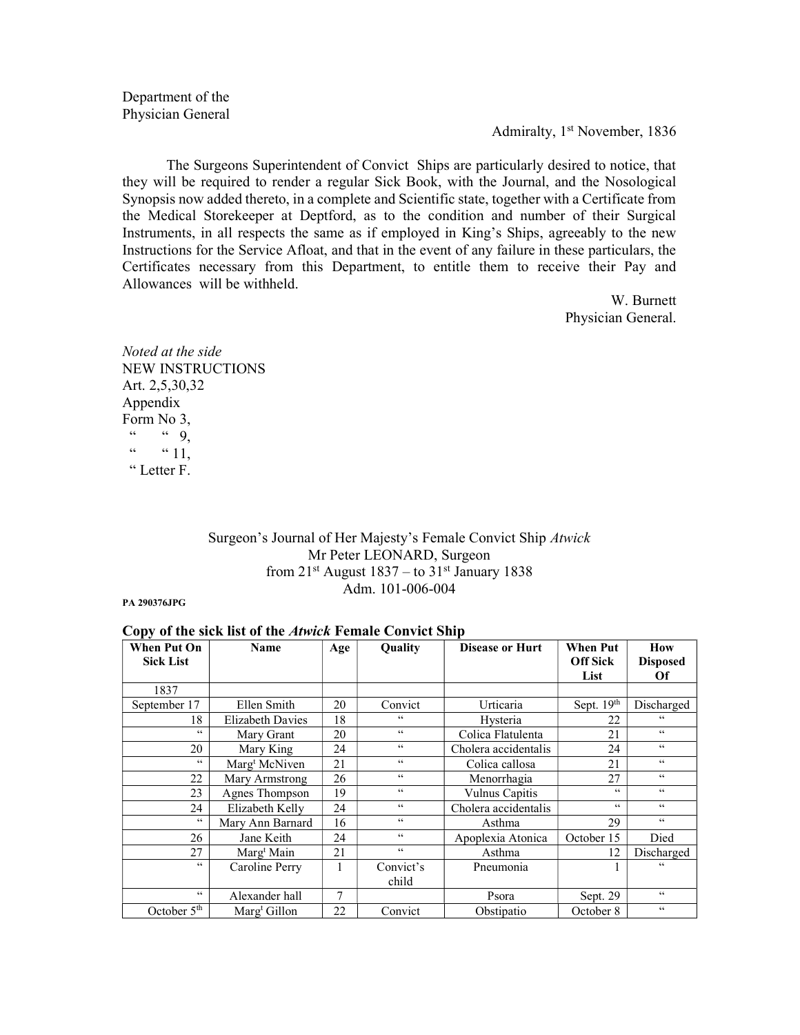Department of the
Physician General

Admiralty, 1st November, 1836

The Surgeons Superintendent of Convict Ships are particularly desired to notice, that they will be required to render a regular Sick Book, with the Journal, and the Nosological Synopsis now added thereto, in a complete and Scientific state, together with a Certificate from the Medical Storekeeper at Deptford, as to the condition and number of their Surgical Instruments, in all respects the same as if employed in King's Ships, agreeably to the new Instructions for the Service Afloat, and that in the event of any failure in these particulars, the Certificates necessary from this Department, to entitle them to receive their Pay and Allowances will be withheld.

W. Burnett
Physician General.

*Noted at the side*
NEW INSTRUCTIONS
Art. 2,5,30,32
Appendix
Form No 3,
" " 9,
" " 11,
" Letter F.

Surgeon's Journal of Her Majesty's Female Convict Ship *Atwick*
Mr Peter LEONARD, Surgeon
from 21st August 1837 – to 31st January 1838
Adm. 101-006-004

**PA 290376JPG**

### Copy of the sick list of the *Atwick* Female Convict Ship

| When Put On Sick List | Name | Age | Quality | Disease or Hurt | When Put Off Sick List | How Disposed Of |
|---|---|---|---|---|---|---|
| 1837 | | | | | | |
| September 17 | Ellen Smith | 20 | Convict | Urticaria | Sept. 19th | Discharged |
| 18 | Elizabeth Davies | 18 | " | Hysteria | 22 | " |
| " | Mary Grant | 20 | " | Colica Flatulenta | 21 | " |
| 20 | Mary King | 24 | " | Cholera accidentalis | 24 | " |
| " | Margt McNiven | 21 | " | Colica callosa | 21 | " |
| 22 | Mary Armstrong | 26 | " | Menorrhagia | 27 | " |
| 23 | Agnes Thompson | 19 | " | Vulnus Capitis | " | " |
| 24 | Elizabeth Kelly | 24 | " | Cholera accidentalis | " | " |
| " | Mary Ann Barnard | 16 | " | Asthma | 29 | " |
| 26 | Jane Keith | 24 | " | Apoplexia Atonica | October 15 | Died |
| 27 | Margt Main | 21 | " | Asthma | 12 | Discharged |
| " | Caroline Perry | 1 | Convict's child | Pneumonia | 1 | " |
| " | Alexander hall | 7 | | Psora | Sept. 29 | " |
| October 5th | Margt Gillon | 22 | Convict | Obstipatio | October 8 | " |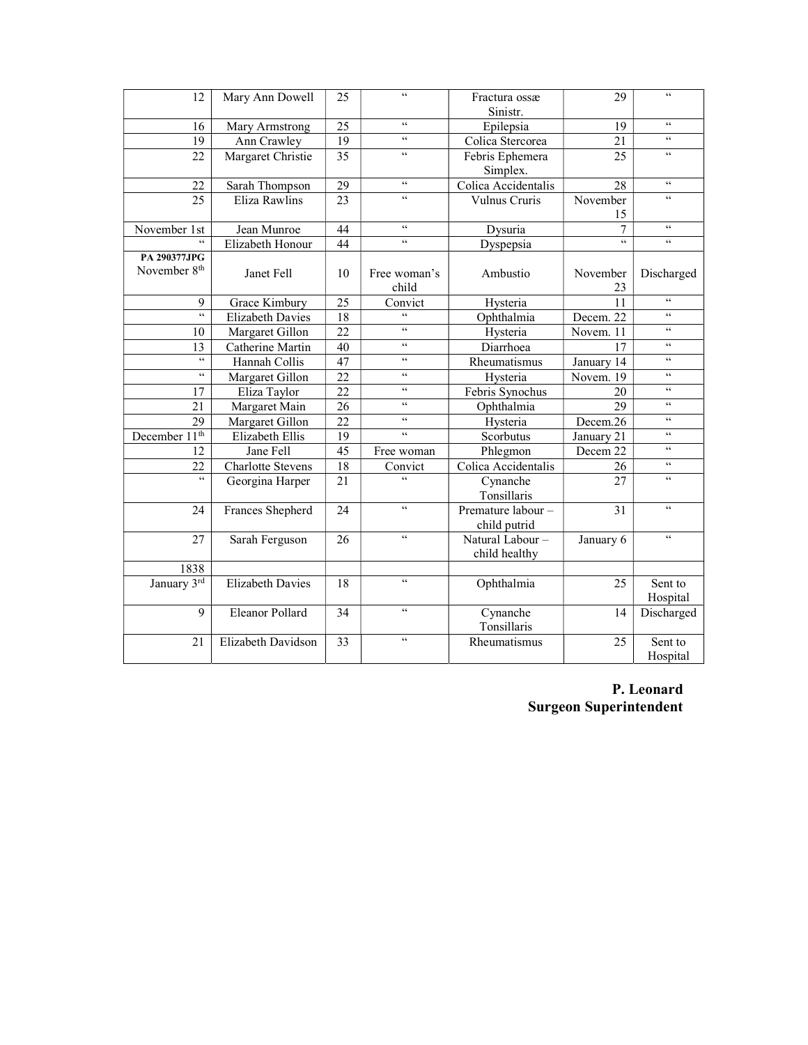| 12 | Mary Ann Dowell | 25 | " | Fractura ossæ Sinistr. | 29 | " |
| --- | --- | --- | --- | --- | --- | --- |
| 16 | Mary Armstrong | 25 | " | Epilepsia | 19 | " |
| 19 | Ann Crawley | 19 | " | Colica Stercorea | 21 | " |
| 22 | Margaret Christie | 35 | " | Febris Ephemera Simplex. | 25 | " |
| 22 | Sarah Thompson | 29 | " | Colica Accidentalis | 28 | " |
| 25 | Eliza Rawlins | 23 | " | Vulnus Cruris | November 15 | " |
| November 1st | Jean Munroe | 44 | " | Dysuria | 7 | " |
| " | Elizabeth Honour | 44 | " | Dyspepsia | " | " |
| **PA 290377JPG** November 8th | Janet Fell | 10 | Free woman's child | Ambustio | November 23 | Discharged |
| 9 | Grace Kimbury | 25 | Convict | Hysteria | 11 | " |
| " | Elizabeth Davies | 18 | " | Ophthalmia | Decem. 22 | " |
| 10 | Margaret Gillon | 22 | " | Hysteria | Novem. 11 | " |
| 13 | Catherine Martin | 40 | " | Diarrhoea | 17 | " |
| " | Hannah Collis | 47 | " | Rheumatismus | January 14 | " |
| " | Margaret Gillon | 22 | " | Hysteria | Novem. 19 | " |
| 17 | Eliza Taylor | 22 | " | Febris Synochus | 20 | " |
| 21 | Margaret Main | 26 | " | Ophthalmia | 29 | " |
| 29 | Margaret Gillon | 22 | " | Hysteria | Decem.26 | " |
| December 11th | Elizabeth Ellis | 19 | " | Scorbutus | January 21 | " |
| 12 | Jane Fell | 45 | Free woman | Phlegmon | Decem 22 | " |
| 22 | Charlotte Stevens | 18 | Convict | Colica Accidentalis | 26 | " |
| " | Georgina Harper | 21 | " | Cynanche Tonsillaris | 27 | " |
| 24 | Frances Shepherd | 24 | " | Premature labour – child putrid | 31 | " |
| 27 | Sarah Ferguson | 26 | " | Natural Labour – child healthy | January 6 | " |
| 1838 | | | | | | |
| January 3rd | Elizabeth Davies | 18 | " | Ophthalmia | 25 | Sent to Hospital |
| 9 | Eleanor Pollard | 34 | " | Cynanche Tonsillaris | 14 | Discharged |
| 21 | Elizabeth Davidson | 33 | " | Rheumatismus | 25 | Sent to Hospital |

**P. Leonard**
**Surgeon Superintendent**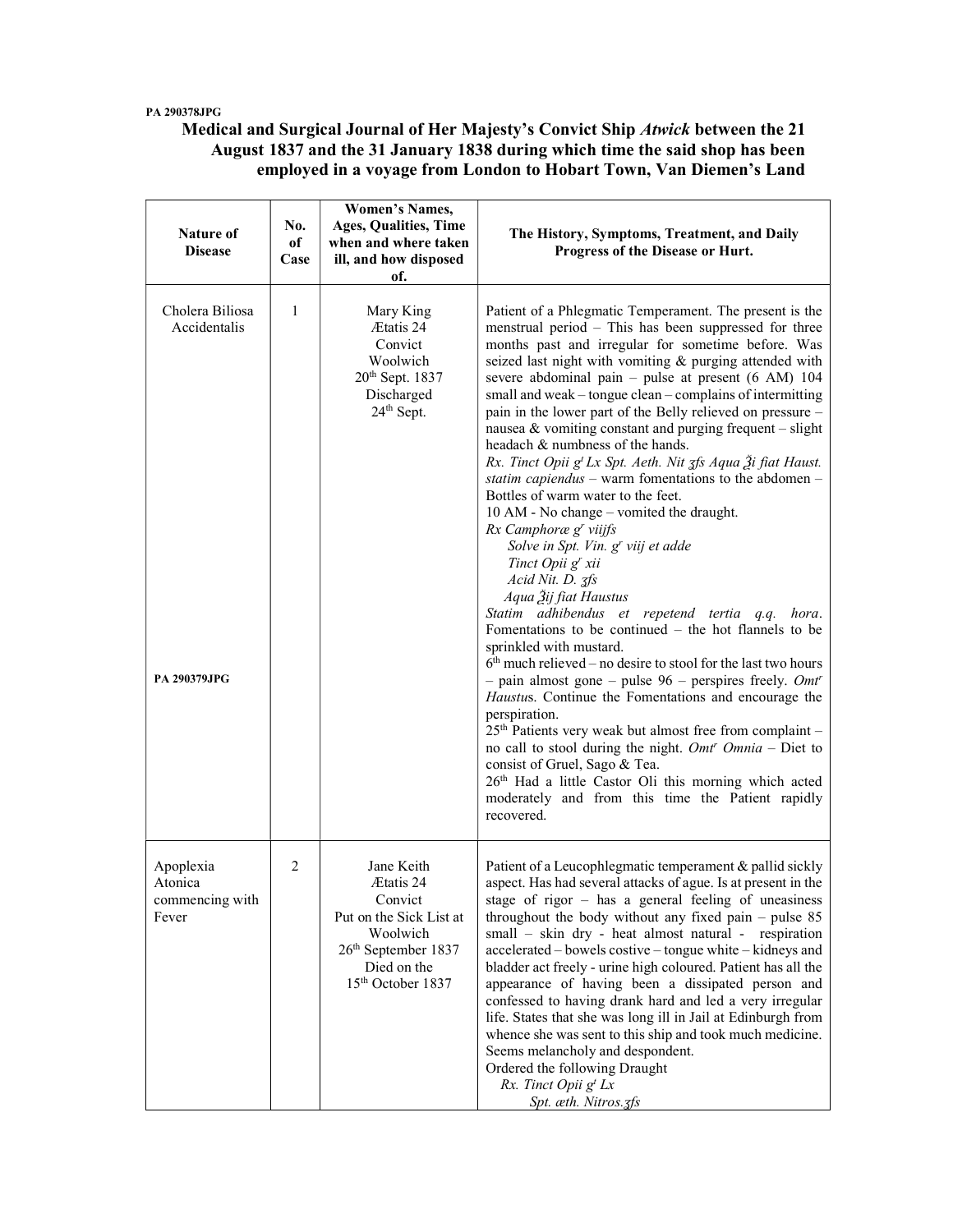PA 290378JPG

**Medical and Surgical Journal of Her Majesty's Convict Ship *Atwick* between the 21 August 1837 and the 31 January 1838 during which time the said shop has been employed in a voyage from London to Hobart Town, Van Diemen's Land**

| Nature of Disease | No. of Case | Women's Names, Ages, Qualities, Time when and where taken ill, and how disposed of. | The History, Symptoms, Treatment, and Daily Progress of the Disease or Hurt. |
|---|---|---|---|
| Cholera Biliosa Accidentalis<br><br>PA 290379JPG | 1 | Mary King<br>Ætatis 24<br>Convict<br>Woolwich<br>20th Sept. 1837<br>Discharged<br>24th Sept. | Patient of a Phlegmatic Temperament. The present is the menstrual period – This has been suppressed for three months past and irregular for sometime before. Was seized last night with vomiting & purging attended with severe abdominal pain – pulse at present (6 AM) 104 small and weak – tongue clean – complains of intermitting pain in the lower part of the Belly relieved on pressure – nausea & vomiting constant and purging frequent – slight headach & numbness of the hands.<br>*Rx. Tinct Opii gt Lx Spt. Aeth. Nit ʒfs Aqua ℥i fiat Haust. statim capiendus* – warm fomentations to the abdomen – Bottles of warm water to the feet.<br>10 AM - No change – vomited the draught.<br>*Rx Camphoræ gr viijfs*<br>*Solve in Spt. Vin. gr viij et adde*<br>*Tinct Opii gr xii*<br>*Acid Nit. D. ʒfs*<br>*Aqua ℥ij fiat Haustus*<br>*Statim adhibendus et repetend tertia q.q. hora*. Fomentations to be continued – the hot flannels to be sprinkled with mustard.<br>6th much relieved – no desire to stool for the last two hours – pain almost gone – pulse 96 – perspires freely. *Omtr Haustu*s. Continue the Fomentations and encourage the perspiration.<br>25th Patients very weak but almost free from complaint – no call to stool during the night. *Omtr Omnia* – Diet to consist of Gruel, Sago & Tea.<br>26th Had a little Castor Oli this morning which acted moderately and from this time the Patient rapidly recovered. |
| Apoplexia Atonica commencing with Fever | 2 | Jane Keith<br>Ætatis 24<br>Convict<br>Put on the Sick List at Woolwich<br>26th September 1837<br>Died on the<br>15th October 1837 | Patient of a Leucophlegmatic temperament & pallid sickly aspect. Has had several attacks of ague. Is at present in the stage of rigor – has a general feeling of uneasiness throughout the body without any fixed pain – pulse 85 small – skin dry - heat almost natural - respiration accelerated – bowels costive – tongue white – kidneys and bladder act freely - urine high coloured. Patient has all the appearance of having been a dissipated person and confessed to having drank hard and led a very irregular life. States that she was long ill in Jail at Edinburgh from whence she was sent to this ship and took much medicine. Seems melancholy and despondent.<br>Ordered the following Draught<br>*Rx. Tinct Opii gt Lx*<br>*Spt. æth. Nitros.ʒfs* |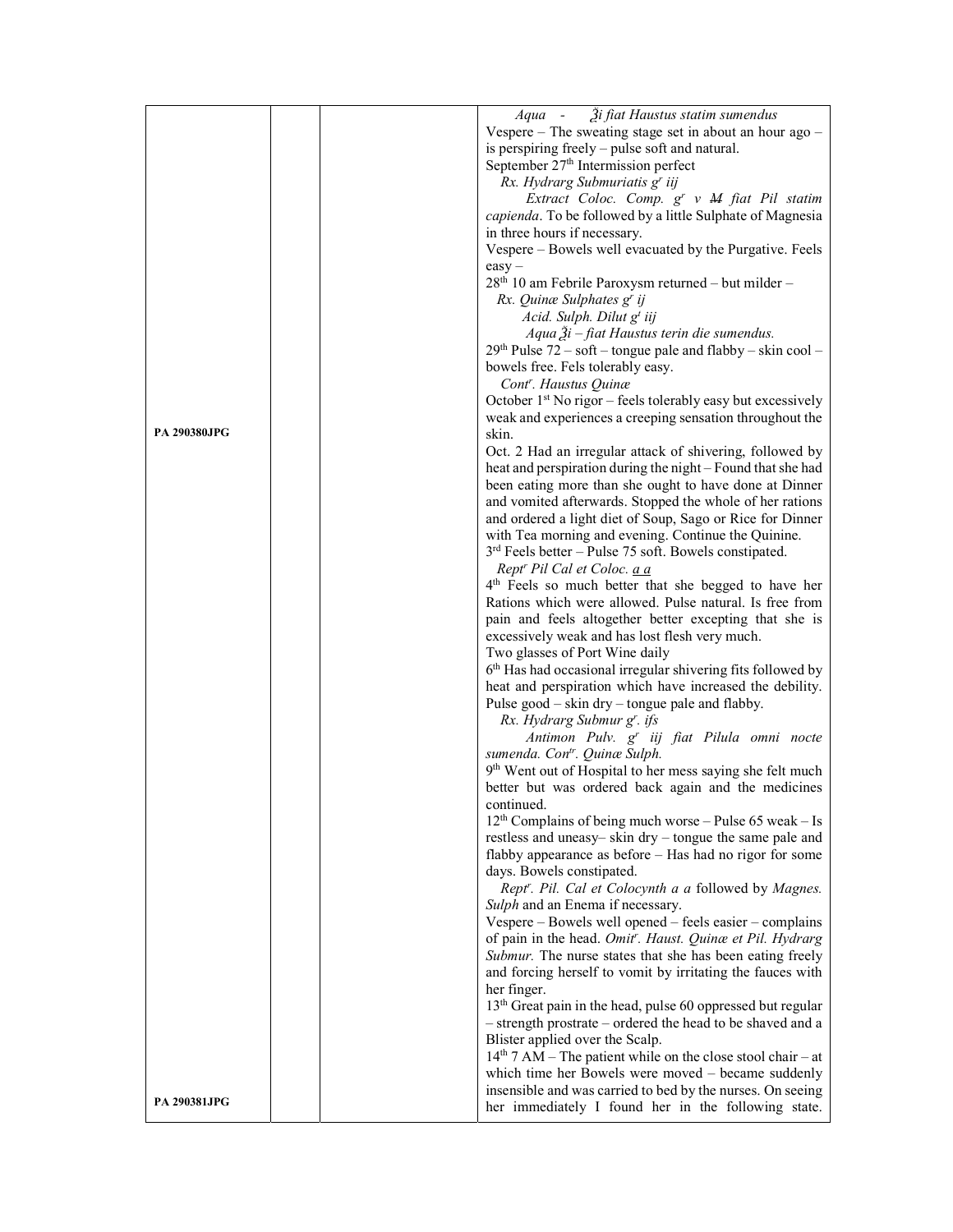| | | | |
|---|---|---|---|
| PA 290380JPG | | | *Aqua - ℥i fiat Haustus statim sumendus*<br>Vespere – The sweating stage set in about an hour ago – is perspiring freely – pulse soft and natural.<br>September 27th Intermission perfect<br>*Rx. Hydrarg Submuriatis gr iij*<br>*Extract Coloc. Comp. gr v M fiat Pil statim capienda*. To be followed by a little Sulphate of Magnesia in three hours if necessary.<br>Vespere – Bowels well evacuated by the Purgative. Feels easy –<br>28th 10 am Febrile Paroxysm returned – but milder –<br>*Rx. Quinæ Sulphates gr ij*<br>*Acid. Sulph. Dilut gt iij*<br>*Aqua ℥i – fiat Haustus terin die sumendus.*<br>29th Pulse 72 – soft – tongue pale and flabby – skin cool – bowels free. Fels tolerably easy.<br>*Contr. Haustus Quinæ*<br>October 1st No rigor – feels tolerably easy but excessively weak and experiences a creeping sensation throughout the skin.<br>Oct. 2 Had an irregular attack of shivering, followed by heat and perspiration during the night – Found that she had been eating more than she ought to have done at Dinner and vomited afterwards. Stopped the whole of her rations and ordered a light diet of Soup, Sago or Rice for Dinner with Tea morning and evening. Continue the Quinine.<br>3rd Feels better – Pulse 75 soft. Bowels constipated.<br>*Reptr Pil Cal et Coloc. a a*<br>4th Feels so much better that she begged to have her Rations which were allowed. Pulse natural. Is free from pain and feels altogether better excepting that she is excessively weak and has lost flesh very much.<br>Two glasses of Port Wine daily<br>6th Has had occasional irregular shivering fits followed by heat and perspiration which have increased the debility. Pulse good – skin dry – tongue pale and flabby.<br>*Rx. Hydrarg Submur gr. ifs*<br>*Antimon Pulv. gr iij fiat Pilula omni nocte sumenda. Contr. Quinæ Sulph.*<br>9th Went out of Hospital to her mess saying she felt much better but was ordered back again and the medicines continued.<br>12th Complains of being much worse – Pulse 65 weak – Is restless and uneasy– skin dry – tongue the same pale and flabby appearance as before – Has had no rigor for some days. Bowels constipated.<br>*Reptr. Pil. Cal et Colocynth a a* followed by *Magnes. Sulph* and an Enema if necessary.<br>Vespere – Bowels well opened – feels easier – complains of pain in the head. *Omitr. Haust. Quinæ et Pil. Hydrarg Submur.* The nurse states that she has been eating freely and forcing herself to vomit by irritating the fauces with her finger.<br>13th Great pain in the head, pulse 60 oppressed but regular – strength prostrate – ordered the head to be shaved and a Blister applied over the Scalp. |
| PA 290381JPG | | | 14th 7 AM – The patient while on the close stool chair – at which time her Bowels were moved – became suddenly insensible and was carried to bed by the nurses. On seeing her immediately I found her in the following state. |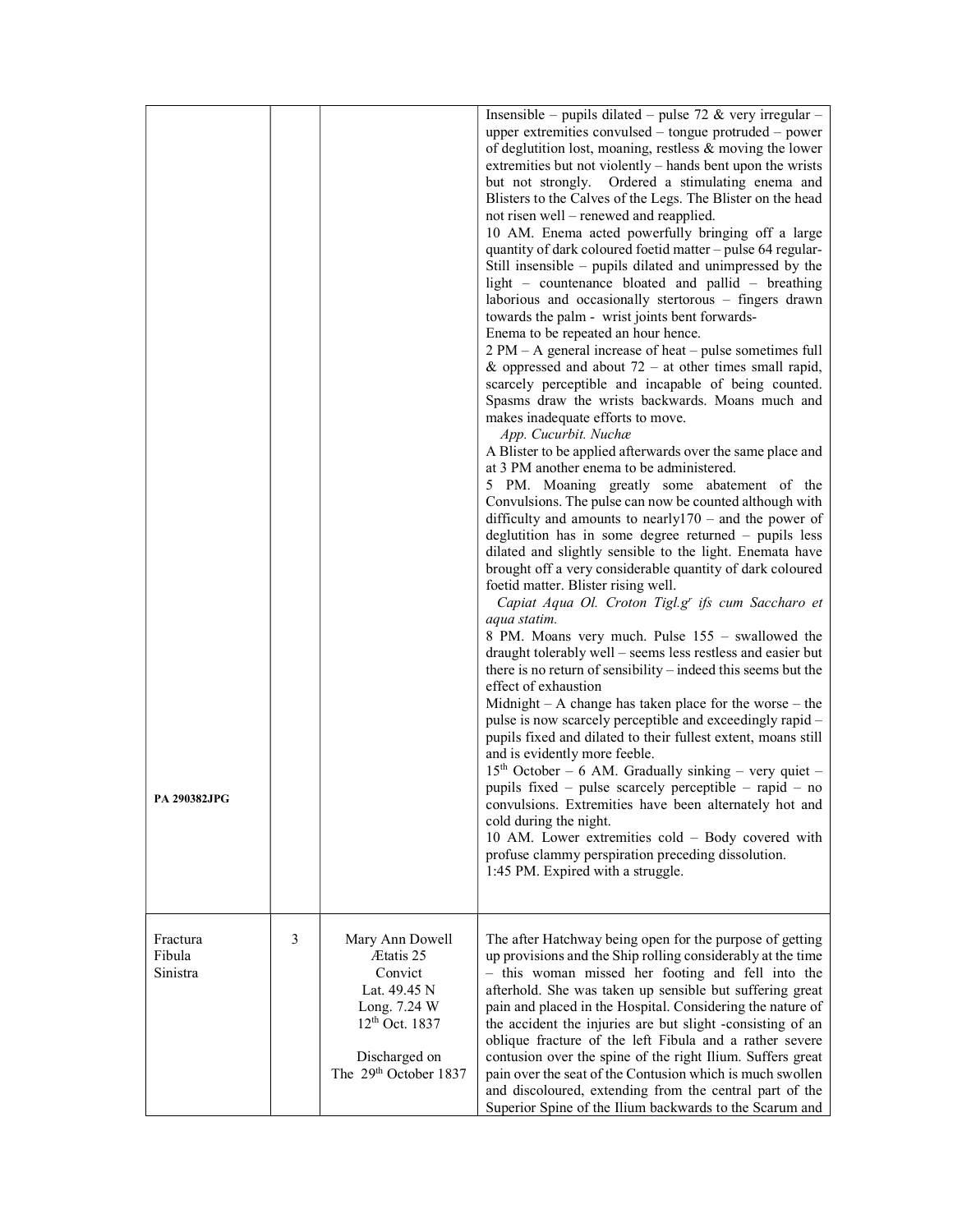| | | | |
|---|---|---|---|
| PA 290382JPG | | | Insensible – pupils dilated – pulse 72 & very irregular – upper extremities convulsed – tongue protruded – power of deglutition lost, moaning, restless & moving the lower extremities but not violently – hands bent upon the wrists but not strongly. Ordered a stimulating enema and Blisters to the Calves of the Legs. The Blister on the head not risen well – renewed and reapplied.<br>10 AM. Enema acted powerfully bringing off a large quantity of dark coloured foetid matter – pulse 64 regular- Still insensible – pupils dilated and unimpressed by the light – countenance bloated and pallid – breathing laborious and occasionally stertorous – fingers drawn towards the palm - wrist joints bent forwards-<br>Enema to be repeated an hour hence.<br>2 PM – A general increase of heat – pulse sometimes full & oppressed and about 72 – at other times small rapid, scarcely perceptible and incapable of being counted. Spasms draw the wrists backwards. Moans much and makes inadequate efforts to move.<br>*App. Cucurbit. Nuchæ*<br>A Blister to be applied afterwards over the same place and at 3 PM another enema to be administered.<br>5 PM. Moaning greatly some abatement of the Convulsions. The pulse can now be counted although with difficulty and amounts to nearly170 – and the power of deglutition has in some degree returned – pupils less dilated and slightly sensible to the light. Enemata have brought off a very considerable quantity of dark coloured foetid matter. Blister rising well.<br>*Capiat Aqua Ol. Croton Tigl.gr ifs cum Saccharo et aqua statim.*<br>8 PM. Moans very much. Pulse 155 – swallowed the draught tolerably well – seems less restless and easier but there is no return of sensibility – indeed this seems but the effect of exhaustion<br>Midnight – A change has taken place for the worse – the pulse is now scarcely perceptible and exceedingly rapid – pupils fixed and dilated to their fullest extent, moans still and is evidently more feeble.<br>15th October – 6 AM. Gradually sinking – very quiet – pupils fixed – pulse scarcely perceptible – rapid – no convulsions. Extremities have been alternately hot and cold during the night.<br>10 AM. Lower extremities cold – Body covered with profuse clammy perspiration preceding dissolution.<br>1:45 PM. Expired with a struggle. |
| Fractura Fibula Sinistra | 3 | Mary Ann Dowell<br>Ætatis 25<br>Convict<br>Lat. 49.45 N<br>Long. 7.24 W<br>12th Oct. 1837<br><br>Discharged on<br>The 29th October 1837 | The after Hatchway being open for the purpose of getting up provisions and the Ship rolling considerably at the time – this woman missed her footing and fell into the afterhold. She was taken up sensible but suffering great pain and placed in the Hospital. Considering the nature of the accident the injuries are but slight -consisting of an oblique fracture of the left Fibula and a rather severe contusion over the spine of the right Ilium. Suffers great pain over the seat of the Contusion which is much swollen and discoloured, extending from the central part of the Superior Spine of the Ilium backwards to the Scarum and |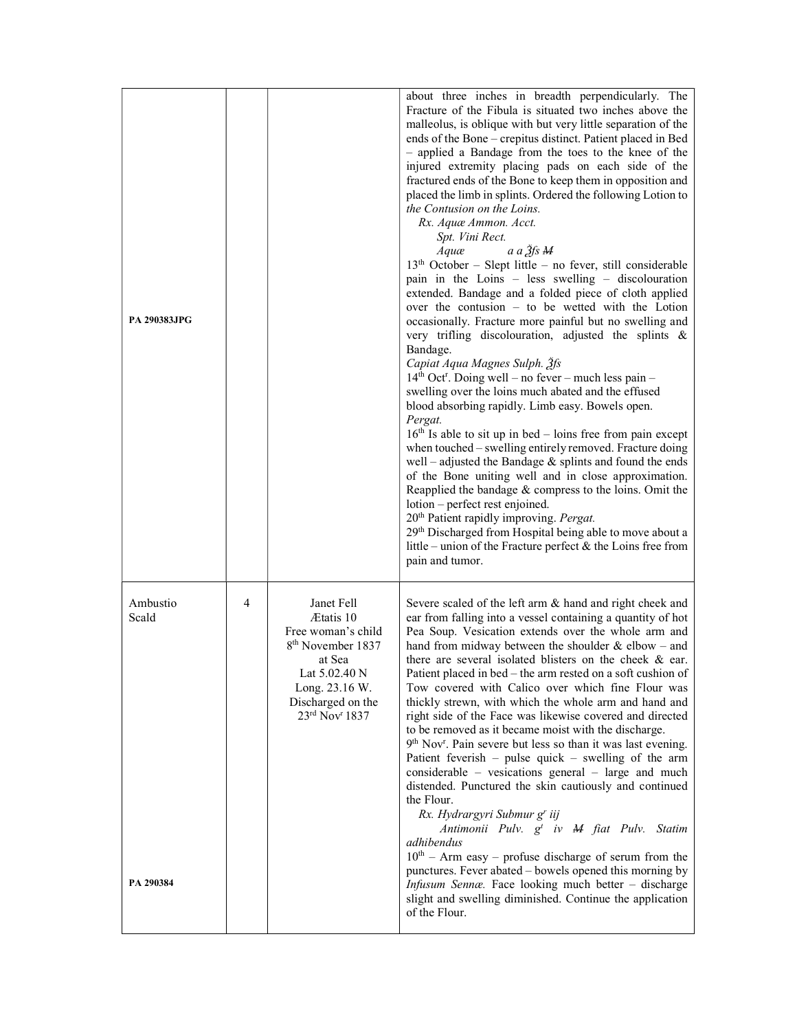| | | | |
|---|---|---|---|
| PA 290383JPG | | | about three inches in breadth perpendicularly. The Fracture of the Fibula is situated two inches above the malleolus, is oblique with but very little separation of the ends of the Bone – crepitus distinct. Patient placed in Bed – applied a Bandage from the toes to the knee of the injured extremity placing pads on each side of the fractured ends of the Bone to keep them in opposition and placed the limb in splints. Ordered the following Lotion to *the Contusion on the Loins.*<br>*Rx. Aquæ Ammon. Acct.*<br>*Spt. Vini Rect.*<br>*Aquæ a a ℥fs ~~M~~*<br>13th October – Slept little – no fever, still considerable pain in the Loins – less swelling – discolouration extended. Bandage and a folded piece of cloth applied over the contusion – to be wetted with the Lotion occasionally. Fracture more painful but no swelling and very trifling discolouration, adjusted the splints & Bandage.<br>*Capiat Aqua Magnes Sulph. ℥fs*<br>14th Octr. Doing well – no fever – much less pain – swelling over the loins much abated and the effused blood absorbing rapidly. Limb easy. Bowels open.<br>*Pergat.*<br>16th Is able to sit up in bed – loins free from pain except when touched – swelling entirely removed. Fracture doing well – adjusted the Bandage & splints and found the ends of the Bone uniting well and in close approximation. Reapplied the bandage & compress to the loins. Omit the lotion – perfect rest enjoined.<br>20th Patient rapidly improving. *Pergat.*<br>29th Discharged from Hospital being able to move about a little – union of the Fracture perfect & the Loins free from pain and tumor. |
| Ambustio<br>Scald<br><br>PA 290384 | 4 | Janet Fell<br>Ætatis 10<br>Free woman's child<br>8th November 1837<br>at Sea<br>Lat 5.02.40 N<br>Long. 23.16 W.<br>Discharged on the 23rd Novr 1837 | Severe scaled of the left arm & hand and right cheek and ear from falling into a vessel containing a quantity of hot Pea Soup. Vesication extends over the whole arm and hand from midway between the shoulder & elbow – and there are several isolated blisters on the cheek & ear. Patient placed in bed – the arm rested on a soft cushion of Tow covered with Calico over which fine Flour was thickly strewn, with which the whole arm and hand and right side of the Face was likewise covered and directed to be removed as it became moist with the discharge.<br>9th Novr. Pain severe but less so than it was last evening. Patient feverish – pulse quick – swelling of the arm considerable – vesications general – large and much distended. Punctured the skin cautiously and continued the Flour.<br>*Rx. Hydrargyri Submur gr iij*<br>*Antimonii Pulv. gr iv ~~M~~ fiat Pulv. Statim adhibendus*<br>10th – Arm easy – profuse discharge of serum from the punctures. Fever abated – bowels opened this morning by *Infusum Sennæ.* Face looking much better – discharge slight and swelling diminished. Continue the application of the Flour. |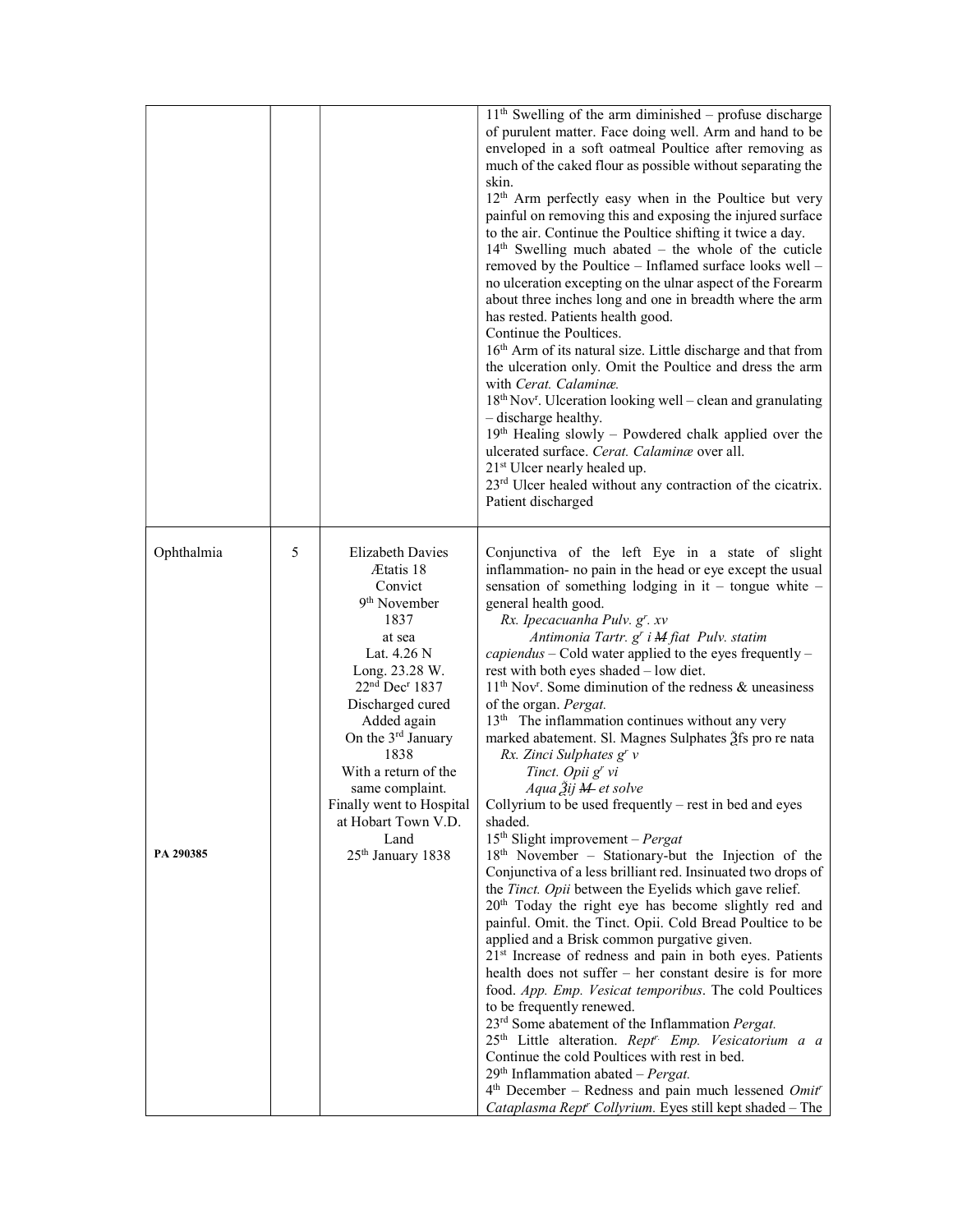| | | | |
|---|---|---|---|
| | | | 11th Swelling of the arm diminished – profuse discharge of purulent matter. Face doing well. Arm and hand to be enveloped in a soft oatmeal Poultice after removing as much of the caked flour as possible without separating the skin.<br>12th Arm perfectly easy when in the Poultice but very painful on removing this and exposing the injured surface to the air. Continue the Poultice shifting it twice a day.<br>14th Swelling much abated – the whole of the cuticle removed by the Poultice – Inflamed surface looks well – no ulceration excepting on the ulnar aspect of the Forearm about three inches long and one in breadth where the arm has rested. Patients health good.<br>Continue the Poultices.<br>16th Arm of its natural size. Little discharge and that from the ulceration only. Omit the Poultice and dress the arm with *Cerat. Calaminæ.*<br>18th Novr. Ulceration looking well – clean and granulating – discharge healthy.<br>19th Healing slowly – Powdered chalk applied over the ulcerated surface. *Cerat. Calaminæ* over all.<br>21st Ulcer nearly healed up.<br>23rd Ulcer healed without any contraction of the cicatrix. Patient discharged |
| Ophthalmia<br><br>**PA 290385** | 5 | Elizabeth Davies<br>Ætatis 18<br>Convict<br>9th November<br>1837<br>at sea<br>Lat. 4.26 N<br>Long. 23.28 W.<br>22nd Decr 1837<br>Discharged cured<br>Added again<br>On the 3rd January<br>1838<br>With a return of the same complaint.<br>Finally went to Hospital at Hobart Town V.D. Land<br>25th January 1838 | Conjunctiva of the left Eye in a state of slight inflammation- no pain in the head or eye except the usual sensation of something lodging in it – tongue white – general health good.<br>*Rx. Ipecacuanha Pulv. gr. xv*<br>*Antimonia Tartr. gr i ~~M~~ fiat Pulv. statim capiendus* – Cold water applied to the eyes frequently – rest with both eyes shaded – low diet.<br>11th Novr. Some diminution of the redness & uneasiness of the organ. *Pergat.*<br>13th The inflammation continues without any very marked abatement. Sl. Magnes Sulphates ℥ſs pro re nata<br>*Rx. Zinci Sulphates gr v*<br>*Tinct. Opii gr vi*<br>*Aqua ℥ij ~~M~~ et solve*<br>Collyrium to be used frequently – rest in bed and eyes shaded.<br>15th Slight improvement – *Pergat*<br>18th November – Stationary-but the Injection of the Conjunctiva of a less brilliant red. Insinuated two drops of the *Tinct. Opii* between the Eyelids which gave relief.<br>20th Today the right eye has become slightly red and painful. Omit. the Tinct. Opii. Cold Bread Poultice to be applied and a Brisk common purgative given.<br>21st Increase of redness and pain in both eyes. Patients health does not suffer – her constant desire is for more food. *App. Emp. Vesicat temporibus*. The cold Poultices to be frequently renewed.<br>23rd Some abatement of the Inflammation *Pergat.*<br>25th Little alteration. *Reptr. Emp. Vesicatorium a a* Continue the cold Poultices with rest in bed.<br>29th Inflammation abated – *Pergat.*<br>4th December – Redness and pain much lessened *Omitr Cataplasma Reptr Collyrium.* Eyes still kept shaded – The |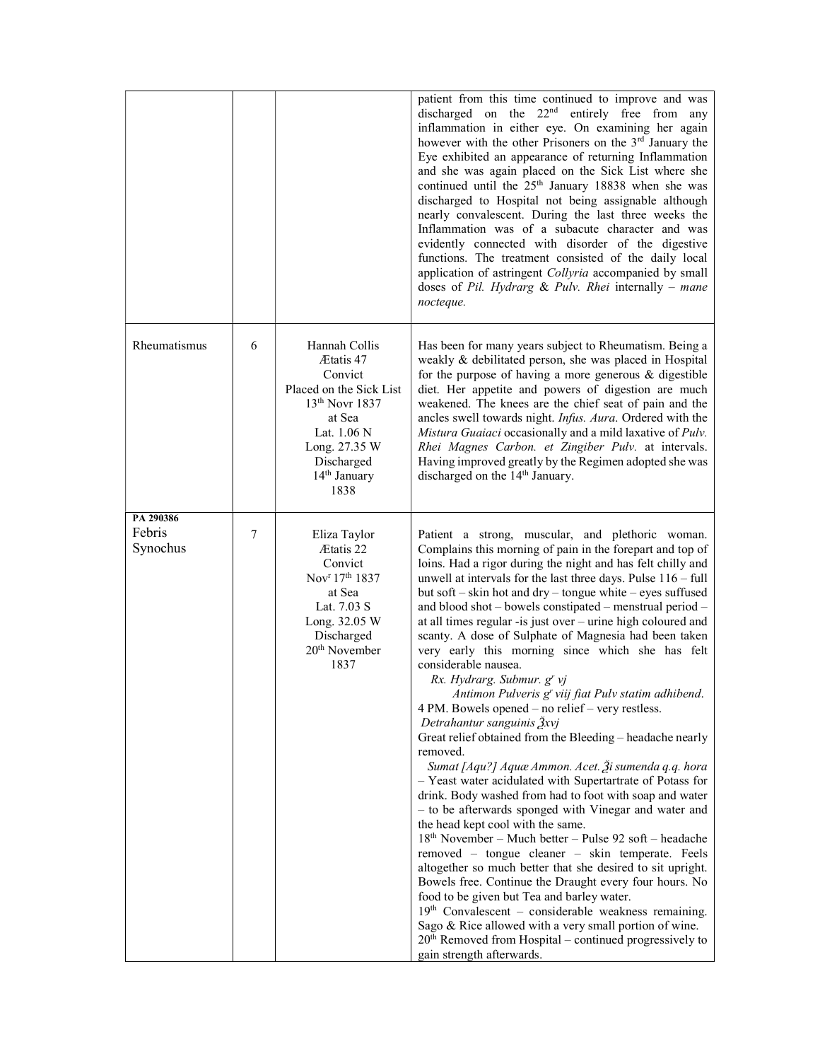| | | | |
|---|---|---|---|
| | | | patient from this time continued to improve and was discharged on the 22nd entirely free from any inflammation in either eye. On examining her again however with the other Prisoners on the 3rd January the Eye exhibited an appearance of returning Inflammation and she was again placed on the Sick List where she continued until the 25th January 18838 when she was discharged to Hospital not being assignable although nearly convalescent. During the last three weeks the Inflammation was of a subacute character and was evidently connected with disorder of the digestive functions. The treatment consisted of the daily local application of astringent *Collyria* accompanied by small doses of *Pil. Hydrarg* & *Pulv. Rhei* internally – *mane nocteque.* |
| Rheumatismus | 6 | Hannah Collis<br>Ætatis 47<br>Convict<br>Placed on the Sick List<br>13th Novr 1837<br>at Sea<br>Lat. 1.06 N<br>Long. 27.35 W<br>Discharged<br>14th January<br>1838 | Has been for many years subject to Rheumatism. Being a weakly & debilitated person, she was placed in Hospital for the purpose of having a more generous & digestible diet. Her appetite and powers of digestion are much weakened. The knees are the chief seat of pain and the ancles swell towards night. *Infus. Aura*. Ordered with the *Mistura Guaiaci* occasionally and a mild laxative of *Pulv. Rhei Magnes Carbon. et Zingiber Pulv.* at intervals. Having improved greatly by the Regimen adopted she was discharged on the 14th January. |
| **PA 290386**<br>Febris Synochus | 7 | Eliza Taylor<br>Ætatis 22<br>Convict<br>Novr 17th 1837<br>at Sea<br>Lat. 7.03 S<br>Long. 32.05 W<br>Discharged<br>20th November<br>1837 | Patient a strong, muscular, and plethoric woman. Complains this morning of pain in the forepart and top of loins. Had a rigor during the night and has felt chilly and unwell at intervals for the last three days. Pulse 116 – full but soft – skin hot and dry – tongue white – eyes suffused and blood shot – bowels constipated – menstrual period – at all times regular -is just over – urine high coloured and scanty. A dose of Sulphate of Magnesia had been taken very early this morning since which she has felt considerable nausea.<br>*Rx. Hydrarg. Submur. gr vj*<br>*Antimon Pulveris gr viij fiat Pulv statim adhibend*.<br>4 PM. Bowels opened – no relief – very restless.<br>*Detrahantur sanguinis ℥xvj*<br>Great relief obtained from the Bleeding – headache nearly removed.<br>*Sumat [Aqu?] Aquæ Ammon. Acet. ℥i sumenda q.q. hora* – Yeast water acidulated with Supertartrate of Potass for drink. Body washed from had to foot with soap and water – to be afterwards sponged with Vinegar and water and the head kept cool with the same.<br>18th November – Much better – Pulse 92 soft – headache removed – tongue cleaner – skin temperate. Feels altogether so much better that she desired to sit upright. Bowels free. Continue the Draught every four hours. No food to be given but Tea and barley water.<br>19th Convalescent – considerable weakness remaining. Sago & Rice allowed with a very small portion of wine.<br>20th Removed from Hospital – continued progressively to gain strength afterwards. |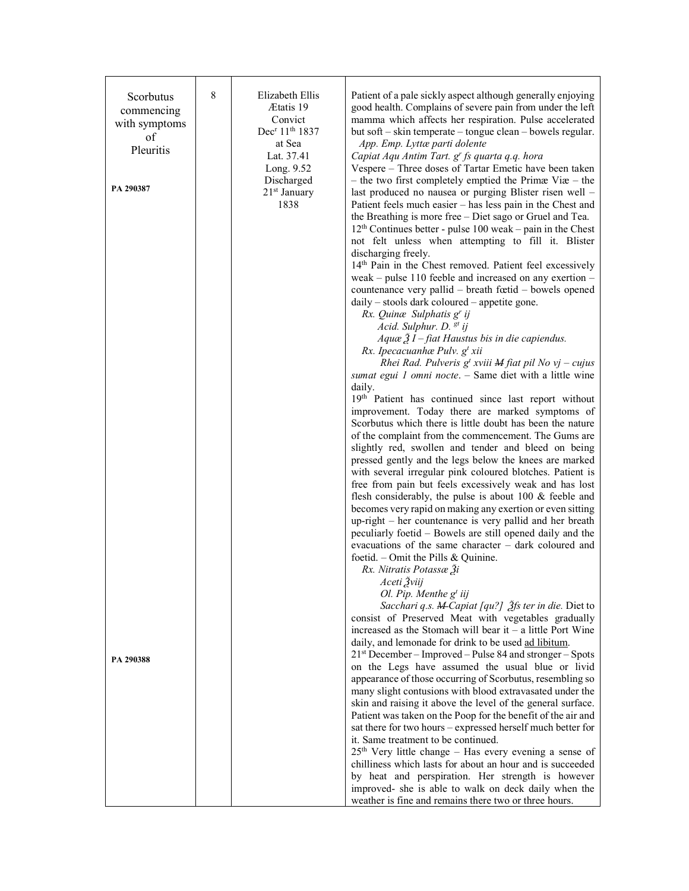| | | | |
|---|---|---|---|
| Scorbutus commencing with symptoms of Pleuritis<br><br>**PA 290387**<br><br>**PA 290388** | 8 | Elizabeth Ellis<br>Ætatis 19<br>Convict<br>Dec[r] 11[th] 1837<br>at Sea<br>Lat. 37.41<br>Long. 9.52<br>Discharged<br>21[st] January<br>1838 | Patient of a pale sickly aspect although generally enjoying good health. Complains of severe pain from under the left mamma which affects her respiration. Pulse accelerated but soft – skin temperate – tongue clean – bowels regular.<br>*App. Emp. Lyttæ parti dolente*<br>*Capiat Aqu Antim Tart. g[r] fs quarta q.q. hora*<br>Vespere – Three doses of Tartar Emetic have been taken – the two first completely emptied the Primæ Viæ – the last produced no nausea or purging Blister risen well – Patient feels much easier – has less pain in the Chest and the Breathing is more free – Diet sago or Gruel and Tea.<br>12[th] Continues better - pulse 100 weak – pain in the Chest not felt unless when attempting to fill it. Blister discharging freely.<br>14[th] Pain in the Chest removed. Patient feel excessively weak – pulse 110 feeble and increased on any exertion – countenance very pallid – breath fœtid – bowels opened daily – stools dark coloured – appetite gone.<br>*Rx. Quinæ Sulphatis g[r] ij*<br>*Acid. Sulphur. D. [gt] ij*<br>*Aquæ ℥ I – fiat Haustus bis in die capiendus.*<br>*Rx. Ipecacuanhæ Pulv. g[t] xii*<br>*Rhei Rad. Pulveris g[t] xviii ~~M~~ fiat pil No vj – cujus sumat egui 1 omni nocte*. – Same diet with a little wine daily.<br>19[th] Patient has continued since last report without improvement. Today there are marked symptoms of Scorbutus which there is little doubt has been the nature of the complaint from the commencement. The Gums are slightly red, swollen and tender and bleed on being pressed gently and the legs below the knees are marked with several irregular pink coloured blotches. Patient is free from pain but feels excessively weak and has lost flesh considerably, the pulse is about 100 & feeble and becomes very rapid on making any exertion or even sitting up-right – her countenance is very pallid and her breath peculiarly foetid – Bowels are still opened daily and the evacuations of the same character – dark coloured and foetid. – Omit the Pills & Quinine.<br>*Rx. Nitratis Potassæ ℥i*<br>*Aceti ℥viij*<br>*Ol. Pip. Menthe g[t] iij*<br>*Sacchari q.s. ~~M~~ Capiat [qu?] ℥fs ter in die.* Diet to consist of Preserved Meat with vegetables gradually increased as the Stomach will bear it – a little Port Wine daily, and lemonade for drink to be used <u>ad libitum</u>.<br>21[st] December – Improved – Pulse 84 and stronger – Spots on the Legs have assumed the usual blue or livid appearance of those occurring of Scorbutus, resembling so many slight contusions with blood extravasated under the skin and raising it above the level of the general surface. Patient was taken on the Poop for the benefit of the air and sat there for two hours – expressed herself much better for it. Same treatment to be continued.<br>25[th] Very little change – Has every evening a sense of chilliness which lasts for about an hour and is succeeded by heat and perspiration. Her strength is however improved- she is able to walk on deck daily when the weather is fine and remains there two or three hours. |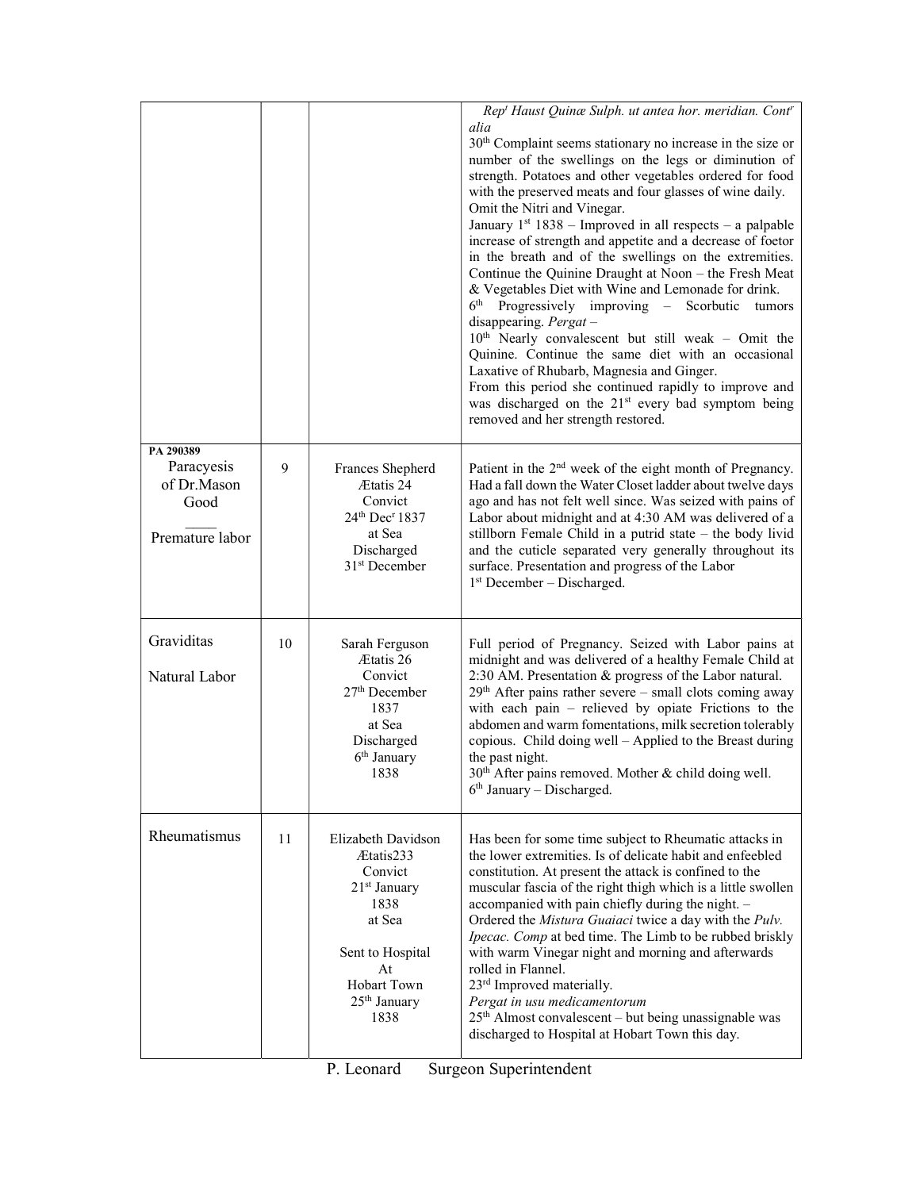| | | | |
|---|---|---|---|
| | | | *Rep^t Haust Quinæ Sulph. ut antea hor. meridian. Cont^r alia*<br>30th Complaint seems stationary no increase in the size or number of the swellings on the legs or diminution of strength. Potatoes and other vegetables ordered for food with the preserved meats and four glasses of wine daily. Omit the Nitri and Vinegar.<br>January 1st 1838 – Improved in all respects – a palpable increase of strength and appetite and a decrease of foetor in the breath and of the swellings on the extremities. Continue the Quinine Draught at Noon – the Fresh Meat & Vegetables Diet with Wine and Lemonade for drink.<br>6th Progressively improving – Scorbutic tumors disappearing. *Pergat* –<br>10th Nearly convalescent but still weak – Omit the Quinine. Continue the same diet with an occasional Laxative of Rhubarb, Magnesia and Ginger.<br>From this period she continued rapidly to improve and was discharged on the 21st every bad symptom being removed and her strength restored. |
| **PA 290389**<br>Paracyesis of Dr.Mason Good<br>\_\_\_\_<br>Premature labor | 9 | Frances Shepherd<br>Ætatis 24<br>Convict<br>24th Dec^r 1837<br>at Sea<br>Discharged<br>31st December | Patient in the 2nd week of the eight month of Pregnancy. Had a fall down the Water Closet ladder about twelve days ago and has not felt well since. Was seized with pains of Labor about midnight and at 4:30 AM was delivered of a stillborn Female Child in a putrid state – the body livid and the cuticle separated very generally throughout its surface. Presentation and progress of the Labor<br>1st December – Discharged. |
| Graviditas<br><br>Natural Labor | 10 | Sarah Ferguson<br>Ætatis 26<br>Convict<br>27th December 1837<br>at Sea<br>Discharged<br>6th January 1838 | Full period of Pregnancy. Seized with Labor pains at midnight and was delivered of a healthy Female Child at 2:30 AM. Presentation & progress of the Labor natural.<br>29th After pains rather severe – small clots coming away with each pain – relieved by opiate Frictions to the abdomen and warm fomentations, milk secretion tolerably copious. Child doing well – Applied to the Breast during the past night.<br>30th After pains removed. Mother & child doing well.<br>6th January – Discharged. |
| Rheumatismus | 11 | Elizabeth Davidson<br>Ætatis233<br>Convict<br>21st January 1838<br>at Sea<br><br>Sent to Hospital At Hobart Town<br>25th January 1838 | Has been for some time subject to Rheumatic attacks in the lower extremities. Is of delicate habit and enfeebled constitution. At present the attack is confined to the muscular fascia of the right thigh which is a little swollen accompanied with pain chiefly during the night. – Ordered the *Mistura Guaiaci* twice a day with the *Pulv. Ipecac. Comp* at bed time. The Limb to be rubbed briskly with warm Vinegar night and morning and afterwards rolled in Flannel.<br>23rd Improved materially.<br>*Pergat in usu medicamentorum*<br>25th Almost convalescent – but being unassignable was discharged to Hospital at Hobart Town this day. |

P. Leonard Surgeon Superintendent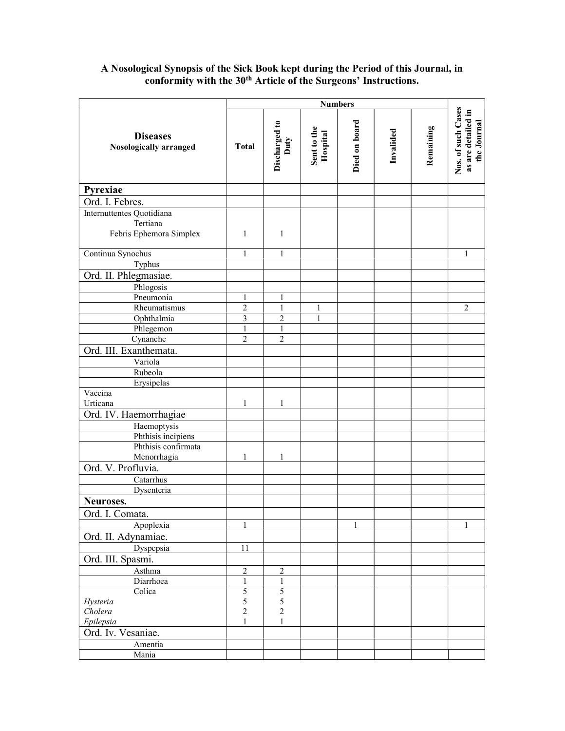**A Nosological Synopsis of the Sick Book kept during the Period of this Journal, in conformity with the 30th Article of the Surgeons' Instructions.**

| Diseases Nosologically arranged | Numbers | | | | | | Nos. of such Cases as are detailed in the Journal |
|---|---|---|---|---|---|---|---|
| | Total | Discharged to Duty | Sent to the Hospital | Died on board | Invalided | Remaining | |
| **Pyrexiae** | | | | | | | |
| Ord. I. Febres. | | | | | | | |
| Internuttentes Quotidiana<br>Tertiana<br>Febris Ephemora Simplex | 1 | 1 | | | | | |
| Continua Synochus | 1 | 1 | | | | | 1 |
| Typhus | | | | | | | |
| Ord. II. Phlegmasiae. | | | | | | | |
| Phlogosis | | | | | | | |
| Pneumonia | 1 | 1 | | | | | |
| Rheumatismus | 2 | 1 | 1 | | | | 2 |
| Ophthalmia | 3 | 2 | 1 | | | | |
| Phlegemon | 1 | 1 | | | | | |
| Cynanche | 2 | 2 | | | | | |
| Ord. III. Exanthemata. | | | | | | | |
| Variola | | | | | | | |
| Rubeola | | | | | | | |
| Erysipelas | | | | | | | |
| Vaccina<br>Urticana | 1 | 1 | | | | | |
| Ord. IV. Haemorrhagiae | | | | | | | |
| Haemoptysis | | | | | | | |
| Phthisis incipiens | | | | | | | |
| Phthisis confirmata<br>Menorrhagia | 1 | 1 | | | | | |
| Ord. V. Profluvia. | | | | | | | |
| Catarrhus | | | | | | | |
| Dysenteria | | | | | | | |
| **Neuroses.** | | | | | | | |
| Ord. I. Comata. | | | | | | | |
| Apoplexia | 1 | | | 1 | | | 1 |
| Ord. II. Adynamiae. | | | | | | | |
| Dyspepsia | 11 | | | | | | |
| Ord. III. Spasmi. | | | | | | | |
| Asthma | 2 | 2 | | | | | |
| Diarrhoea | 1 | 1 | | | | | |
| Colica<br>*Hysteria*<br>*Cholera*<br>*Epilepsia* | 5<br>5<br>2<br>1 | 5<br>5<br>2<br>1 | | | | | |
| Ord. Iv. Vesaniae. | | | | | | | |
| Amentia | | | | | | | |
| Mania | | | | | | | |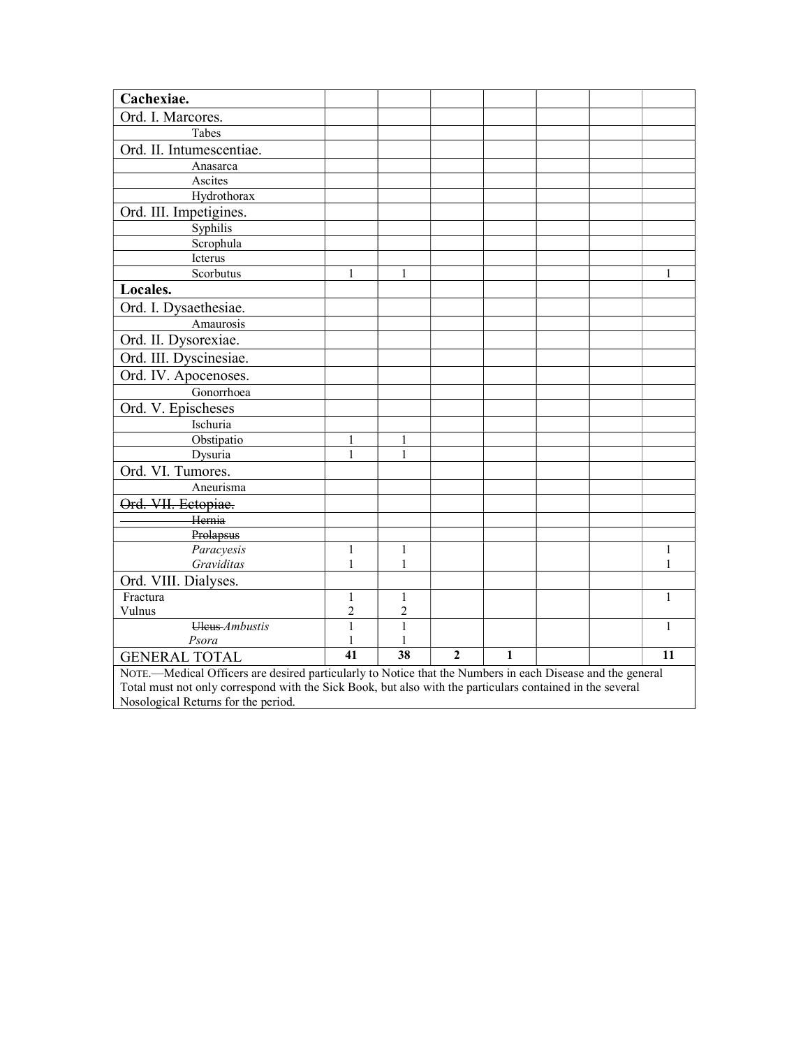| Cachexiae. | | | | | | | |
|---|---|---|---|---|---|---|---|
| Ord. I. Marcores. | | | | | | | |
| Tabes | | | | | | | |
| Ord. II. Intumescentiae. | | | | | | | |
| Anasarca | | | | | | | |
| Ascites | | | | | | | |
| Hydrothorax | | | | | | | |
| Ord. III. Impetigines. | | | | | | | |
| Syphilis | | | | | | | |
| Scrophula | | | | | | | |
| Icterus | | | | | | | |
| Scorbutus | 1 | 1 | | | | | 1 |
| **Locales.** | | | | | | | |
| Ord. I. Dysaethesiae. | | | | | | | |
| Amaurosis | | | | | | | |
| Ord. II. Dysorexiae. | | | | | | | |
| Ord. III. Dyscinesiae. | | | | | | | |
| Ord. IV. Apocenoses. | | | | | | | |
| Gonorrhoea | | | | | | | |
| Ord. V. Epischeses | | | | | | | |
| Ischuria | | | | | | | |
| Obstipatio | 1 | 1 | | | | | |
| Dysuria | 1 | 1 | | | | | |
| Ord. VI. Tumores. | | | | | | | |
| Aneurisma | | | | | | | |
| ~~Ord. VII. Ectopiae.~~ | | | | | | | |
| ~~Hernia~~ | | | | | | | |
| ~~Prolapsus~~ | | | | | | | |
| *Paracyesis* | 1 | 1 | | | | | 1 |
| *Graviditas* | 1 | 1 | | | | | 1 |
| Ord. VIII. Dialyses. | | | | | | | |
| Fractura | 1 | 1 | | | | | 1 |
| Vulnus | 2 | 2 | | | | | |
| ~~Ulcus~~ *Ambustis* | 1 | 1 | | | | | 1 |
| *Psora* | 1 | 1 | | | | | |
| GENERAL TOTAL | **41** | **38** | **2** | **1** | | | **11** |

NOTE.—Medical Officers are desired particularly to Notice that the Numbers in each Disease and the general Total must not only correspond with the Sick Book, but also with the particulars contained in the several Nosological Returns for the period.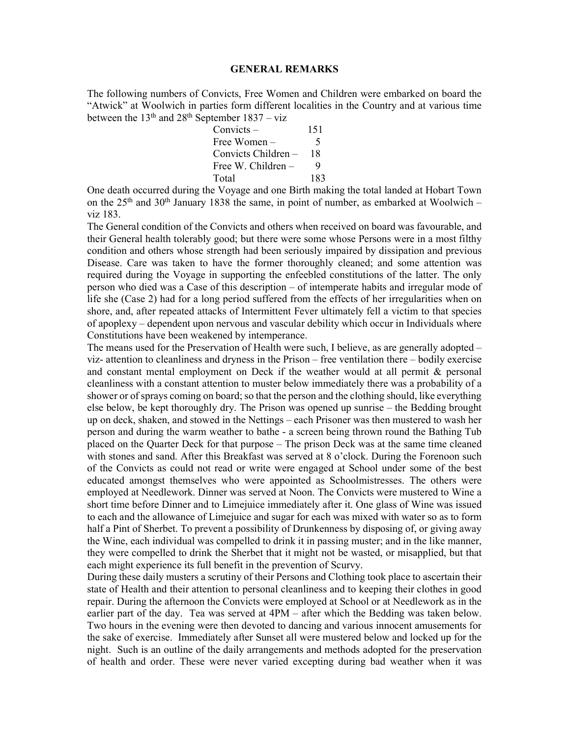## GENERAL REMARKS

The following numbers of Convicts, Free Women and Children were embarked on board the "Atwick" at Woolwich in parties form different localities in the Country and at various time between the 13th and 28th September 1837 – viz

| | |
|---|---|
| Convicts – | 151 |
| Free Women – | 5 |
| Convicts Children – | 18 |
| Free W. Children – | 9 |
| Total | 183 |

One death occurred during the Voyage and one Birth making the total landed at Hobart Town on the 25th and 30th January 1838 the same, in point of number, as embarked at Woolwich – viz 183.

The General condition of the Convicts and others when received on board was favourable, and their General health tolerably good; but there were some whose Persons were in a most filthy condition and others whose strength had been seriously impaired by dissipation and previous Disease. Care was taken to have the former thoroughly cleaned; and some attention was required during the Voyage in supporting the enfeebled constitutions of the latter. The only person who died was a Case of this description – of intemperate habits and irregular mode of life she (Case 2) had for a long period suffered from the effects of her irregularities when on shore, and, after repeated attacks of Intermittent Fever ultimately fell a victim to that species of apoplexy – dependent upon nervous and vascular debility which occur in Individuals where Constitutions have been weakened by intemperance.

The means used for the Preservation of Health were such, I believe, as are generally adopted – viz- attention to cleanliness and dryness in the Prison – free ventilation there – bodily exercise and constant mental employment on Deck if the weather would at all permit & personal cleanliness with a constant attention to muster below immediately there was a probability of a shower or of sprays coming on board; so that the person and the clothing should, like everything else below, be kept thoroughly dry. The Prison was opened up sunrise – the Bedding brought up on deck, shaken, and stowed in the Nettings – each Prisoner was then mustered to wash her person and during the warm weather to bathe - a screen being thrown round the Bathing Tub placed on the Quarter Deck for that purpose – The prison Deck was at the same time cleaned with stones and sand. After this Breakfast was served at 8 o'clock. During the Forenoon such of the Convicts as could not read or write were engaged at School under some of the best educated amongst themselves who were appointed as Schoolmistresses. The others were employed at Needlework. Dinner was served at Noon. The Convicts were mustered to Wine a short time before Dinner and to Limejuice immediately after it. One glass of Wine was issued to each and the allowance of Limejuice and sugar for each was mixed with water so as to form half a Pint of Sherbet. To prevent a possibility of Drunkenness by disposing of, or giving away the Wine, each individual was compelled to drink it in passing muster; and in the like manner, they were compelled to drink the Sherbet that it might not be wasted, or misapplied, but that each might experience its full benefit in the prevention of Scurvy.

During these daily musters a scrutiny of their Persons and Clothing took place to ascertain their state of Health and their attention to personal cleanliness and to keeping their clothes in good repair. During the afternoon the Convicts were employed at School or at Needlework as in the earlier part of the day. Tea was served at 4PM – after which the Bedding was taken below. Two hours in the evening were then devoted to dancing and various innocent amusements for the sake of exercise. Immediately after Sunset all were mustered below and locked up for the night. Such is an outline of the daily arrangements and methods adopted for the preservation of health and order. These were never varied excepting during bad weather when it was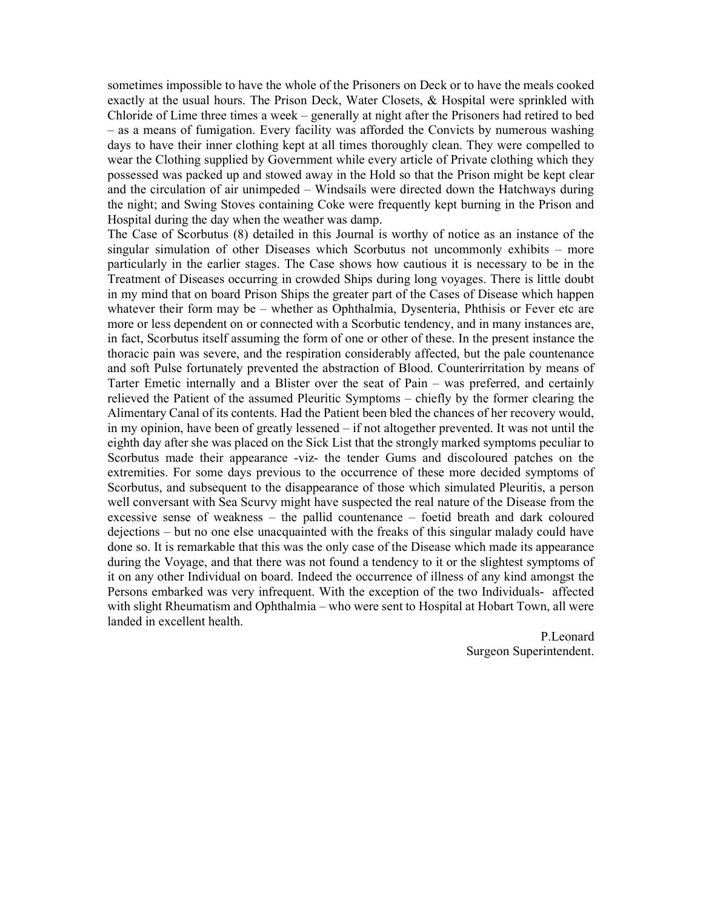sometimes impossible to have the whole of the Prisoners on Deck or to have the meals cooked exactly at the usual hours. The Prison Deck, Water Closets, & Hospital were sprinkled with Chloride of Lime three times a week – generally at night after the Prisoners had retired to bed – as a means of fumigation. Every facility was afforded the Convicts by numerous washing days to have their inner clothing kept at all times thoroughly clean. They were compelled to wear the Clothing supplied by Government while every article of Private clothing which they possessed was packed up and stowed away in the Hold so that the Prison might be kept clear and the circulation of air unimpeded – Windsails were directed down the Hatchways during the night; and Swing Stoves containing Coke were frequently kept burning in the Prison and Hospital during the day when the weather was damp.

The Case of Scorbutus (8) detailed in this Journal is worthy of notice as an instance of the singular simulation of other Diseases which Scorbutus not uncommonly exhibits – more particularly in the earlier stages. The Case shows how cautious it is necessary to be in the Treatment of Diseases occurring in crowded Ships during long voyages. There is little doubt in my mind that on board Prison Ships the greater part of the Cases of Disease which happen whatever their form may be – whether as Ophthalmia, Dysenteria, Phthisis or Fever etc are more or less dependent on or connected with a Scorbutic tendency, and in many instances are, in fact, Scorbutus itself assuming the form of one or other of these. In the present instance the thoracic pain was severe, and the respiration considerably affected, but the pale countenance and soft Pulse fortunately prevented the abstraction of Blood. Counterirritation by means of Tarter Emetic internally and a Blister over the seat of Pain – was preferred, and certainly relieved the Patient of the assumed Pleuritic Symptoms – chiefly by the former clearing the Alimentary Canal of its contents. Had the Patient been bled the chances of her recovery would, in my opinion, have been of greatly lessened – if not altogether prevented. It was not until the eighth day after she was placed on the Sick List that the strongly marked symptoms peculiar to Scorbutus made their appearance -viz- the tender Gums and discoloured patches on the extremities. For some days previous to the occurrence of these more decided symptoms of Scorbutus, and subsequent to the disappearance of those which simulated Pleuritis, a person well conversant with Sea Scurvy might have suspected the real nature of the Disease from the excessive sense of weakness – the pallid countenance – foetid breath and dark coloured dejections – but no one else unacquainted with the freaks of this singular malady could have done so. It is remarkable that this was the only case of the Disease which made its appearance during the Voyage, and that there was not found a tendency to it or the slightest symptoms of it on any other Individual on board. Indeed the occurrence of illness of any kind amongst the Persons embarked was very infrequent. With the exception of the two Individuals- affected with slight Rheumatism and Ophthalmia – who were sent to Hospital at Hobart Town, all were landed in excellent health.

P.Leonard
Surgeon Superintendent.